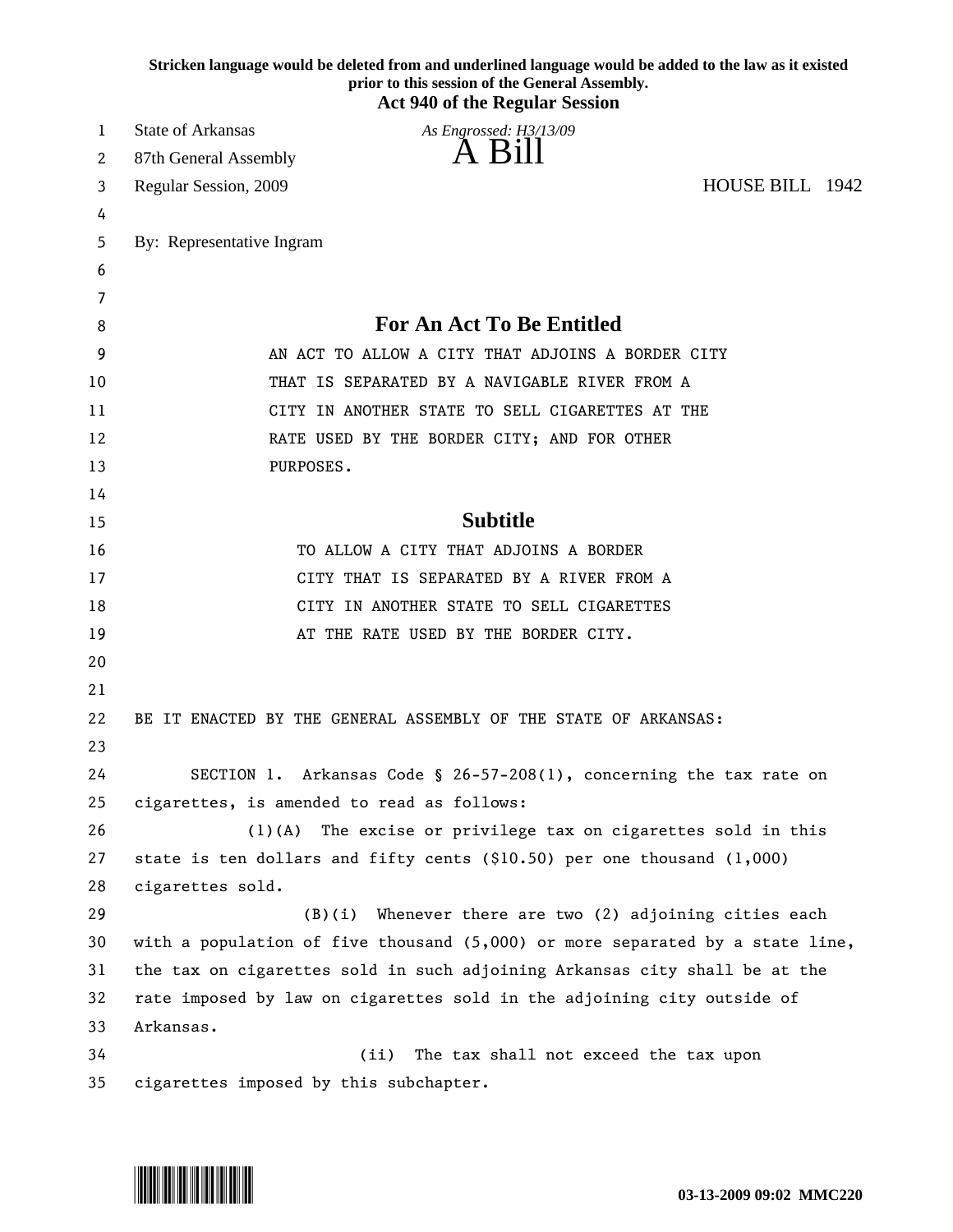**Stricken language would be deleted from and underlined language would be added to the law as it existed prior to this session of the General Assembly.**

**Act 940 of the Regular Session**

State of Arkansas *As Engrossed: H3/13/09*

87th General Assembly **A Bill**

Regular Session, 2009 HOUSE BILL 1942

By: Representative Ingram

## For An Act To Be Entitled

AN ACT TO ALLOW A CITY THAT ADJOINS A BORDER CITY THAT IS SEPARATED BY A NAVIGABLE RIVER FROM A CITY IN ANOTHER STATE TO SELL CIGARETTES AT THE RATE USED BY THE BORDER CITY; AND FOR OTHER PURPOSES.

## Subtitle

TO ALLOW A CITY THAT ADJOINS A BORDER CITY THAT IS SEPARATED BY A RIVER FROM A CITY IN ANOTHER STATE TO SELL CIGARETTES AT THE RATE USED BY THE BORDER CITY.

BE IT ENACTED BY THE GENERAL ASSEMBLY OF THE STATE OF ARKANSAS:

SECTION 1. Arkansas Code § 26-57-208(1), concerning the tax rate on cigarettes, is amended to read as follows:

(1)(A) The excise or privilege tax on cigarettes sold in this state is ten dollars and fifty cents ($10.50) per one thousand (1,000) cigarettes sold.

(B)(i) Whenever there are two (2) adjoining cities each with a population of five thousand (5,000) or more separated by a state line, the tax on cigarettes sold in such adjoining Arkansas city shall be at the rate imposed by law on cigarettes sold in the adjoining city outside of Arkansas.

(ii) The tax shall not exceed the tax upon cigarettes imposed by this subchapter.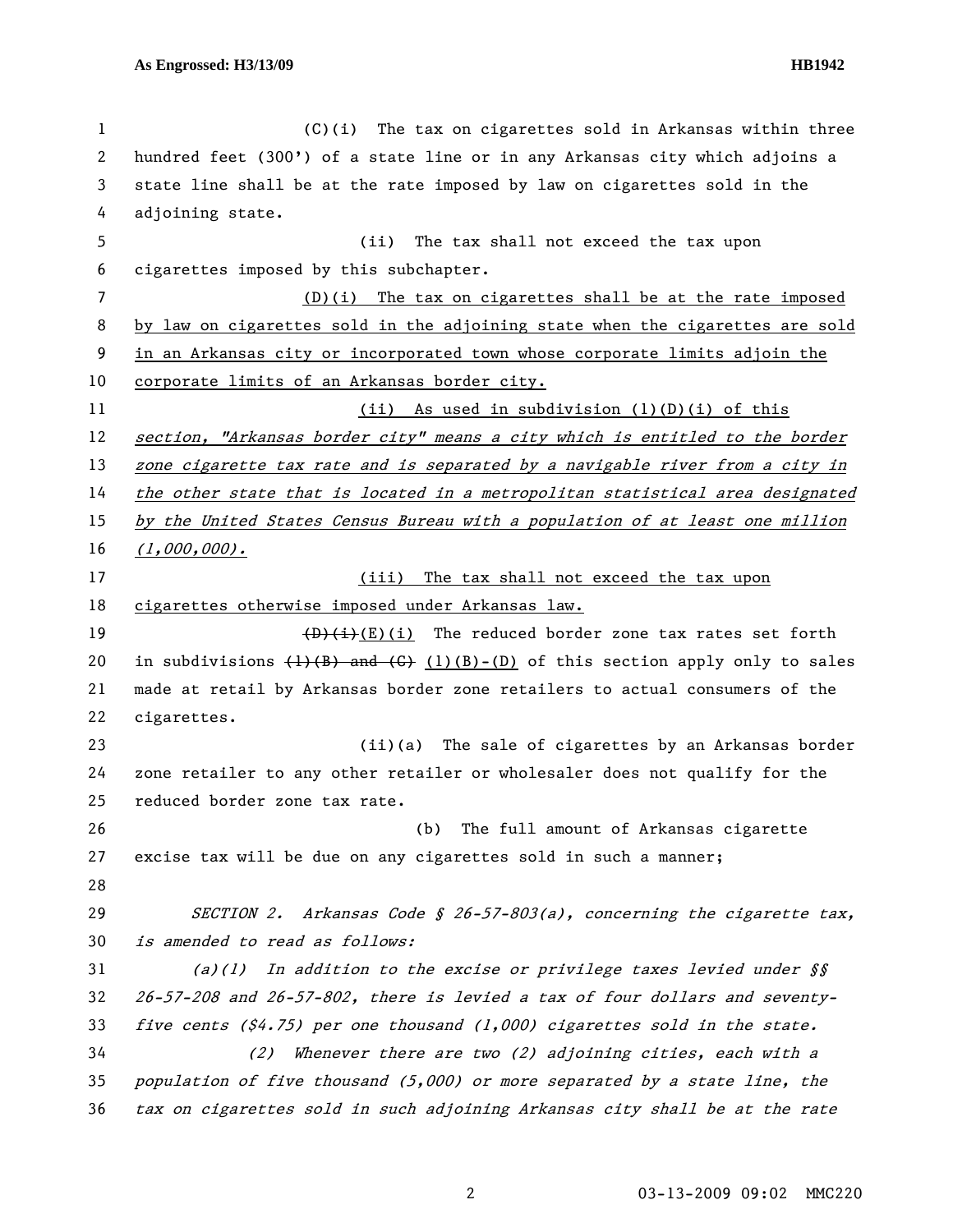(C)(i) The tax on cigarettes sold in Arkansas within three hundred feet (300') of a state line or in any Arkansas city which adjoins a state line shall be at the rate imposed by law on cigarettes sold in the adjoining state.

(ii) The tax shall not exceed the tax upon cigarettes imposed by this subchapter.

<u>(D)(i) The tax on cigarettes shall be at the rate imposed by law on cigarettes sold in the adjoining state when the cigarettes are sold in an Arkansas city or incorporated town whose corporate limits adjoin the corporate limits of an Arkansas border city.</u>

<u>(ii) As used in subdivision (l)(D)(i) of this</u> *<u>section, "Arkansas border city" means a city which is entitled to the border zone cigarette tax rate and is separated by a navigable river from a city in the other state that is located in a metropolitan statistical area designated by the United States Census Bureau with a population of at least one million (1,000,000).</u>*

<u>(iii) The tax shall not exceed the tax upon cigarettes otherwise imposed under Arkansas law.</u>

~~(D)(i)~~<u>(E)(i)</u> The reduced border zone tax rates set forth in subdivisions ~~(1)(B) and (C)~~ <u>(l)(B)-(D)</u> of this section apply only to sales made at retail by Arkansas border zone retailers to actual consumers of the cigarettes.

(ii)(a) The sale of cigarettes by an Arkansas border zone retailer to any other retailer or wholesaler does not qualify for the reduced border zone tax rate.

(b) The full amount of Arkansas cigarette excise tax will be due on any cigarettes sold in such a manner;

*SECTION 2. Arkansas Code § 26-57-803(a), concerning the cigarette tax, is amended to read as follows:*

*(a)(1) In addition to the excise or privilege taxes levied under §§ 26-57-208 and 26-57-802, there is levied a tax of four dollars and seventy-five cents ($4.75) per one thousand (1,000) cigarettes sold in the state.*

*(2) Whenever there are two (2) adjoining cities, each with a population of five thousand (5,000) or more separated by a state line, the tax on cigarettes sold in such adjoining Arkansas city shall be at the rate*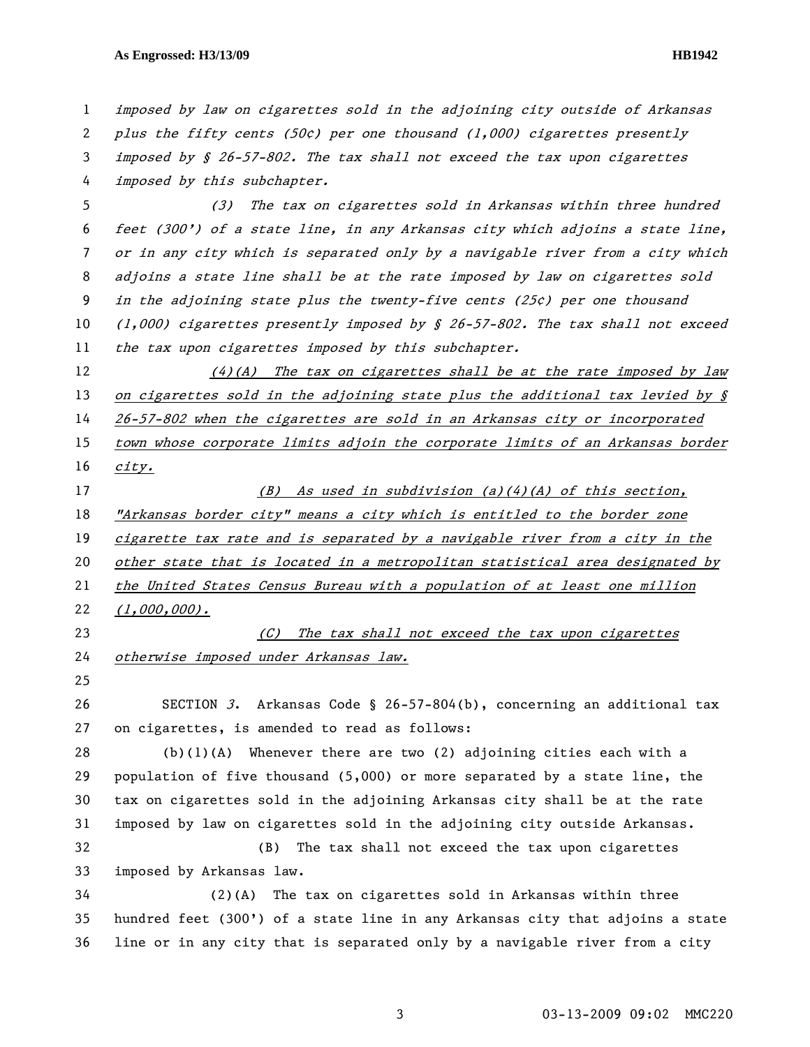*imposed by law on cigarettes sold in the adjoining city outside of Arkansas plus the fifty cents (50¢) per one thousand (1,000) cigarettes presently imposed by § 26-57-802. The tax shall not exceed the tax upon cigarettes imposed by this subchapter.*

*(3) The tax on cigarettes sold in Arkansas within three hundred feet (300') of a state line, in any Arkansas city which adjoins a state line, or in any city which is separated only by a navigable river from a city which adjoins a state line shall be at the rate imposed by law on cigarettes sold in the adjoining state plus the twenty-five cents (25¢) per one thousand (1,000) cigarettes presently imposed by § 26-57-802. The tax shall not exceed the tax upon cigarettes imposed by this subchapter.*

*(4)(A) The tax on cigarettes shall be at the rate imposed by law on cigarettes sold in the adjoining state plus the additional tax levied by § 26-57-802 when the cigarettes are sold in an Arkansas city or incorporated town whose corporate limits adjoin the corporate limits of an Arkansas border city.*

*(B) As used in subdivision (a)(4)(A) of this section, "Arkansas border city" means a city which is entitled to the border zone cigarette tax rate and is separated by a navigable river from a city in the other state that is located in a metropolitan statistical area designated by the United States Census Bureau with a population of at least one million (1,000,000).*

*(C) The tax shall not exceed the tax upon cigarettes otherwise imposed under Arkansas law.*

SECTION *3*. Arkansas Code § 26-57-804(b), concerning an additional tax on cigarettes, is amended to read as follows:

(b)(1)(A) Whenever there are two (2) adjoining cities each with a population of five thousand (5,000) or more separated by a state line, the tax on cigarettes sold in the adjoining Arkansas city shall be at the rate imposed by law on cigarettes sold in the adjoining city outside Arkansas.

(B) The tax shall not exceed the tax upon cigarettes imposed by Arkansas law.

(2)(A) The tax on cigarettes sold in Arkansas within three hundred feet (300') of a state line in any Arkansas city that adjoins a state line or in any city that is separated only by a navigable river from a city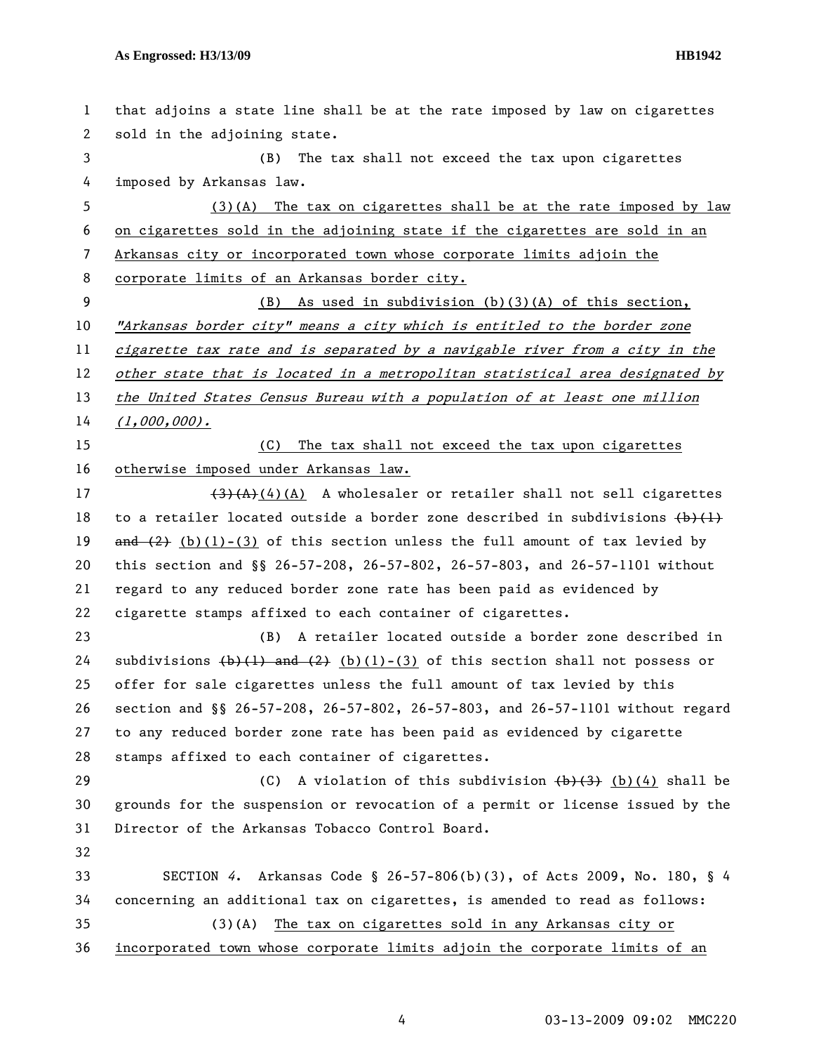that adjoins a state line shall be at the rate imposed by law on cigarettes sold in the adjoining state.

(B) The tax shall not exceed the tax upon cigarettes imposed by Arkansas law.

<u>(3)(A) The tax on cigarettes shall be at the rate imposed by law on cigarettes sold in the adjoining state if the cigarettes are sold in an Arkansas city or incorporated town whose corporate limits adjoin the corporate limits of an Arkansas border city.</u>

<u>(B) As used in subdivision (b)(3)(A) of this section, *"Arkansas border city" means a city which is entitled to the border zone cigarette tax rate and is separated by a navigable river from a city in the other state that is located in a metropolitan statistical area designated by the United States Census Bureau with a population of at least one million (1,000,000).*</u>

<u>(C) The tax shall not exceed the tax upon cigarettes otherwise imposed under Arkansas law.</u>

~~(3)(A)~~<u>(4)(A)</u> A wholesaler or retailer shall not sell cigarettes to a retailer located outside a border zone described in subdivisions ~~(b)(1) and (2)~~ <u>(b)(1)-(3)</u> of this section unless the full amount of tax levied by this section and §§ 26-57-208, 26-57-802, 26-57-803, and 26-57-1101 without regard to any reduced border zone rate has been paid as evidenced by cigarette stamps affixed to each container of cigarettes.

(B) A retailer located outside a border zone described in subdivisions ~~(b)(1) and (2)~~ <u>(b)(1)-(3)</u> of this section shall not possess or offer for sale cigarettes unless the full amount of tax levied by this section and §§ 26-57-208, 26-57-802, 26-57-803, and 26-57-1101 without regard to any reduced border zone rate has been paid as evidenced by cigarette stamps affixed to each container of cigarettes.

(C) A violation of this subdivision ~~(b)(3)~~ <u>(b)(4)</u> shall be grounds for the suspension or revocation of a permit or license issued by the Director of the Arkansas Tobacco Control Board.

SECTION *4*. Arkansas Code § 26-57-806(b)(3), of Acts 2009, No. 180, § 4 concerning an additional tax on cigarettes, is amended to read as follows:

(3)(A) <u>The tax on cigarettes sold in any Arkansas city or incorporated town whose corporate limits adjoin the corporate limits of an</u>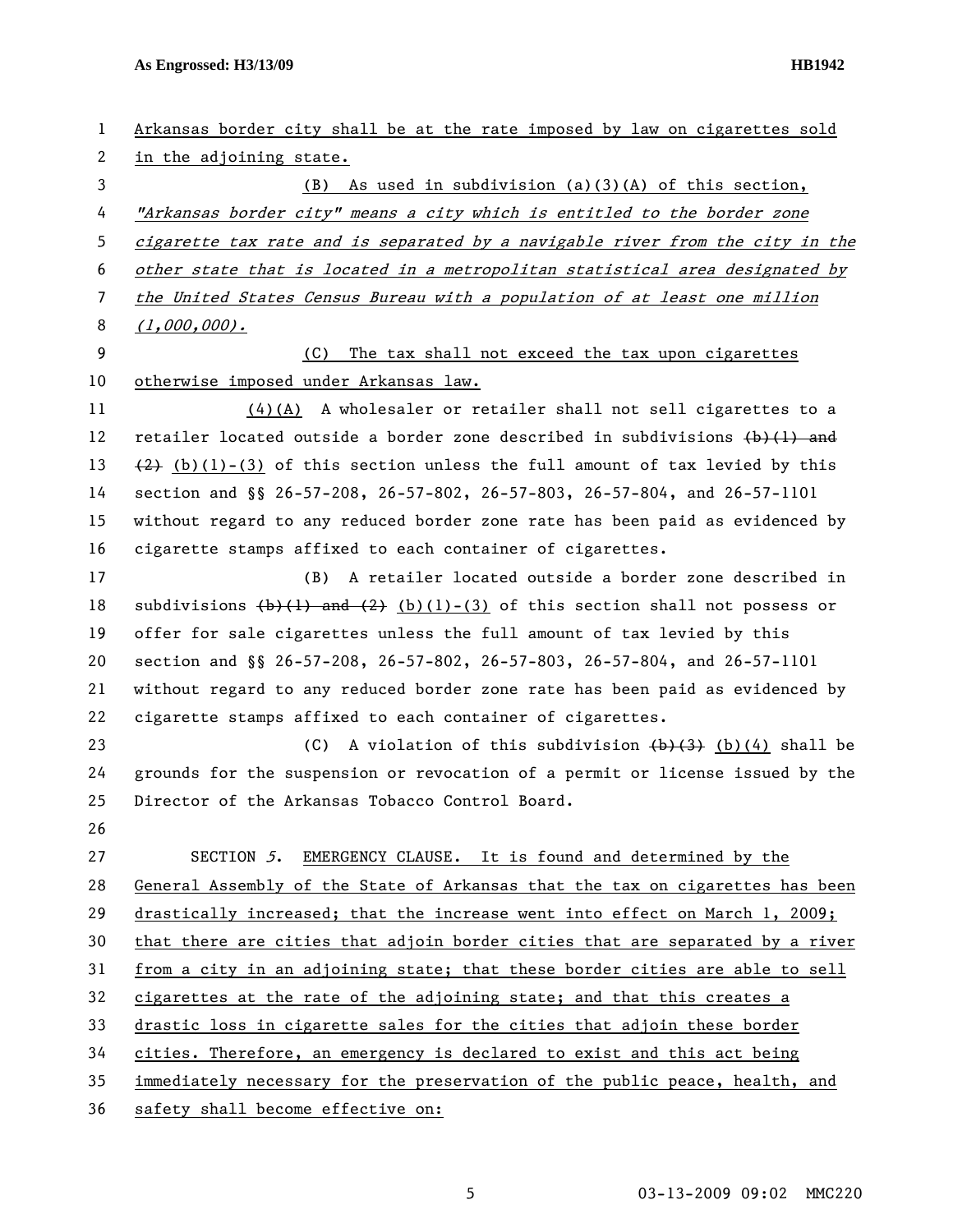Arkansas border city shall be at the rate imposed by law on cigarettes sold in the adjoining state.

(B) As used in subdivision (a)(3)(A) of this section, *"Arkansas border city" means a city which is entitled to the border zone cigarette tax rate and is separated by a navigable river from the city in the other state that is located in a metropolitan statistical area designated by the United States Census Bureau with a population of at least one million (1,000,000).*

(C) The tax shall not exceed the tax upon cigarettes otherwise imposed under Arkansas law.

(4)(A) A wholesaler or retailer shall not sell cigarettes to a retailer located outside a border zone described in subdivisions ~~(b)(1) and (2)~~ (b)(1)-(3) of this section unless the full amount of tax levied by this section and §§ 26-57-208, 26-57-802, 26-57-803, 26-57-804, and 26-57-1101 without regard to any reduced border zone rate has been paid as evidenced by cigarette stamps affixed to each container of cigarettes.

(B) A retailer located outside a border zone described in subdivisions ~~(b)(1) and (2)~~ (b)(1)-(3) of this section shall not possess or offer for sale cigarettes unless the full amount of tax levied by this section and §§ 26-57-208, 26-57-802, 26-57-803, 26-57-804, and 26-57-1101 without regard to any reduced border zone rate has been paid as evidenced by cigarette stamps affixed to each container of cigarettes.

(C) A violation of this subdivision ~~(b)(3)~~ (b)(4) shall be grounds for the suspension or revocation of a permit or license issued by the Director of the Arkansas Tobacco Control Board.

SECTION *5*. EMERGENCY CLAUSE. It is found and determined by the General Assembly of the State of Arkansas that the tax on cigarettes has been drastically increased; that the increase went into effect on March 1, 2009; that there are cities that adjoin border cities that are separated by a river from a city in an adjoining state; that these border cities are able to sell cigarettes at the rate of the adjoining state; and that this creates a drastic loss in cigarette sales for the cities that adjoin these border cities. Therefore, an emergency is declared to exist and this act being immediately necessary for the preservation of the public peace, health, and safety shall become effective on: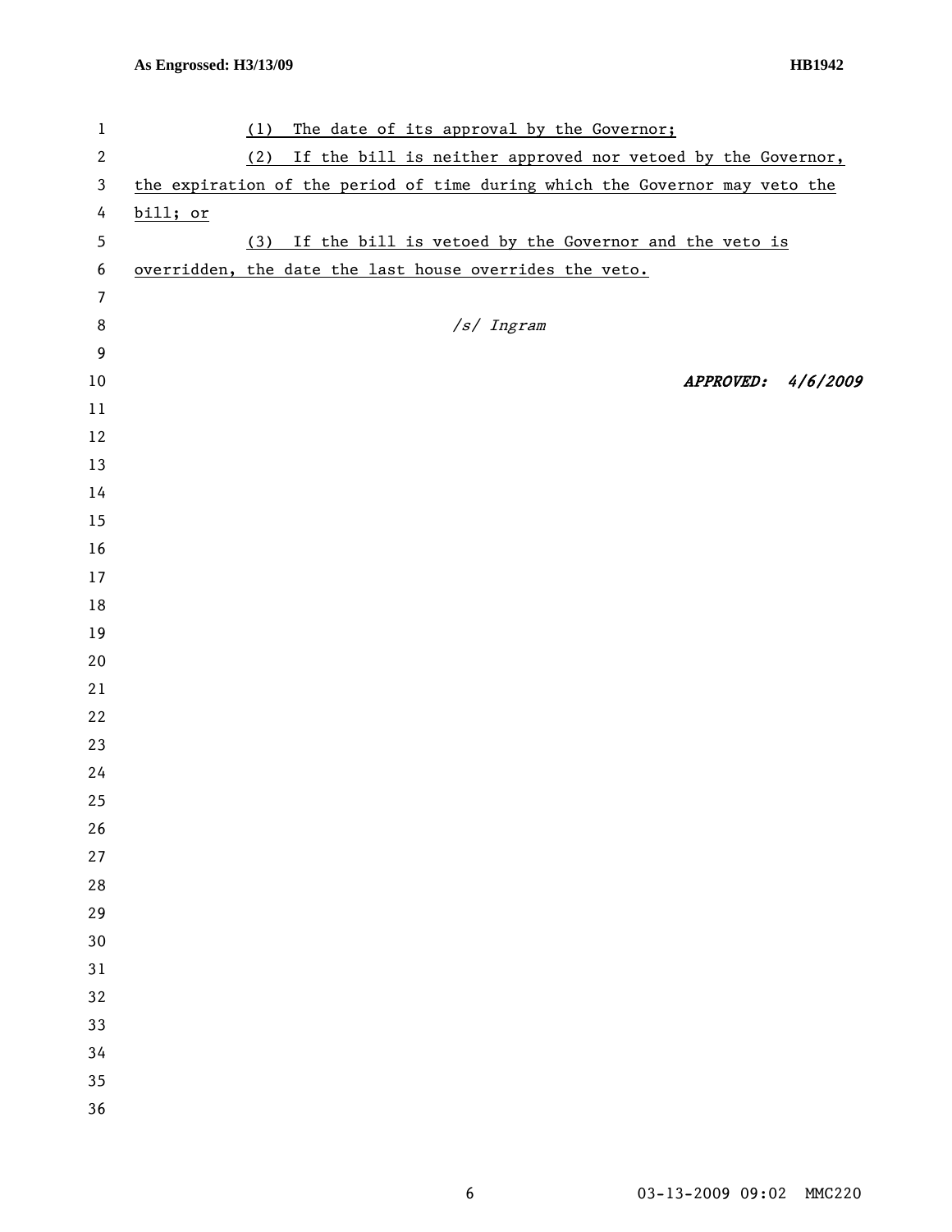(1) The date of its approval by the Governor;

(2) If the bill is neither approved nor vetoed by the Governor, the expiration of the period of time during which the Governor may veto the bill; or

(3) If the bill is vetoed by the Governor and the veto is overridden, the date the last house overrides the veto.

*/s/ Ingram*

***APPROVED: 4/6/2009***